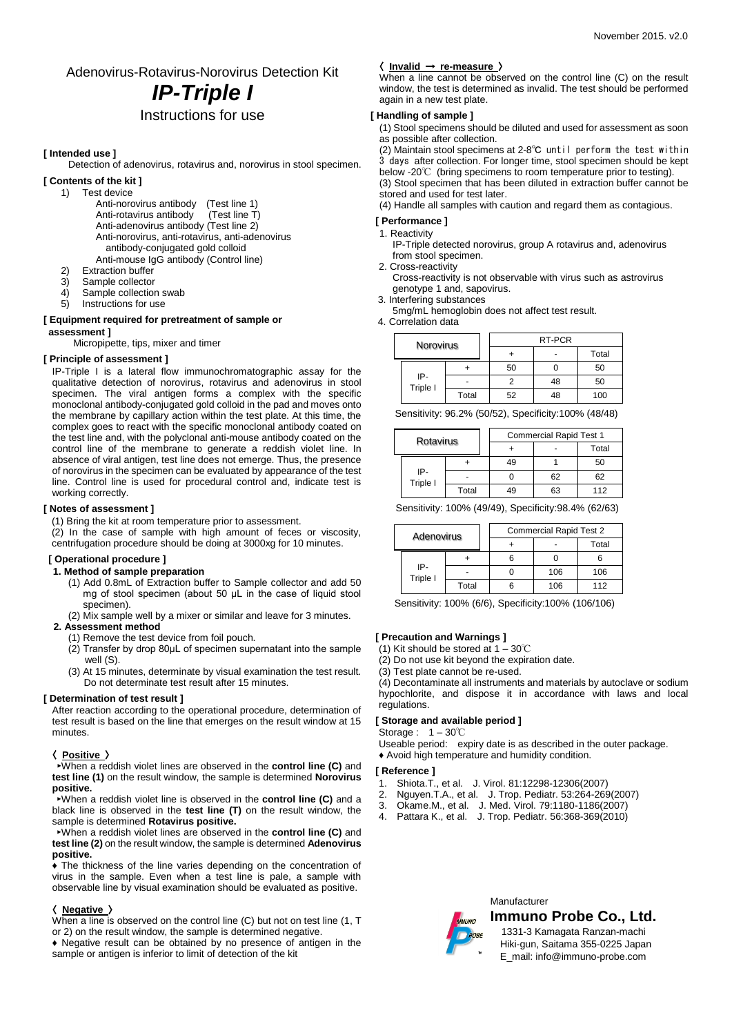November 2015. v2.0

# Adenovirus-Rotavirus-Norovirus Detection Kit

# ***IP-Triple I***

## Instructions for use

**[ Intended use ]**

Detection of adenovirus, rotavirus and, norovirus in stool specimen.

**[ Contents of the kit ]**

1) Test device
   - Anti-norovirus antibody (Test line 1)
   - Anti-rotavirus antibody (Test line T)
   - Anti-adenovirus antibody (Test line 2)
   - Anti-norovirus, anti-rotavirus, anti-adenovirus antibody-conjugated gold colloid
   - Anti-mouse IgG antibody (Control line)
2) Extraction buffer
3) Sample collector
4) Sample collection swab
5) Instructions for use

**[ Equipment required for pretreatment of sample or assessment ]**

Micropipette, tips, mixer and timer

**[ Principle of assessment ]**

IP-Triple I is a lateral flow immunochromatographic assay for the qualitative detection of norovirus, rotavirus and adenovirus in stool specimen. The viral antigen forms a complex with the specific monoclonal antibody-conjugated gold colloid in the pad and moves onto the membrane by capillary action within the test plate. At this time, the complex goes to react with the specific monoclonal antibody coated on the test line and, with the polyclonal anti-mouse antibody coated on the control line of the membrane to generate a reddish violet line. In absence of viral antigen, test line does not emerge. Thus, the presence of norovirus in the specimen can be evaluated by appearance of the test line. Control line is used for procedural control and, indicate test is working correctly.

**[ Notes of assessment ]**

(1) Bring the kit at room temperature prior to assessment.
(2) In the case of sample with high amount of feces or viscosity, centrifugation procedure should be doing at 3000xg for 10 minutes.

**[ Operational procedure ]**

**1. Method of sample preparation**

(1) Add 0.8mL of Extraction buffer to Sample collector and add 50 mg of stool specimen (about 50 µL in the case of liquid stool specimen).
(2) Mix sample well by a mixer or similar and leave for 3 minutes.

**2. Assessment method**

(1) Remove the test device from foil pouch.
(2) Transfer by drop 80µL of specimen supernatant into the sample well (S).
(3) At 15 minutes, determinate by visual examination the test result. Do not determinate test result after 15 minutes.

**[ Determination of test result ]**

After reaction according to the operational procedure, determination of test result is based on the line that emerges on the result window at 15 minutes.

**〈 Positive 〉**

‣When a reddish violet lines are observed in the **control line (C)** and **test line (1)** on the result window, the sample is determined **Norovirus positive.**

‣When a reddish violet line is observed in the **control line (C)** and a black line is observed in the **test line (T)** on the result window, the sample is determined **Rotavirus positive.**

‣When a reddish violet lines are observed in the **control line (C)** and **test line (2)** on the result window, the sample is determined **Adenovirus positive.**

♦ The thickness of the line varies depending on the concentration of virus in the sample. Even when a test line is pale, a sample with observable line by visual examination should be evaluated as positive.

**〈 Negative 〉**

When a line is observed on the control line (C) but not on test line (1, T or 2) on the result window, the sample is determined negative.

♦ Negative result can be obtained by no presence of antigen in the sample or antigen is inferior to limit of detection of the kit

**〈 Invalid → re-measure 〉**

When a line cannot be observed on the control line (C) on the result window, the test is determined as invalid. The test should be performed again in a new test plate.

**[ Handling of sample ]**

(1) Stool specimens should be diluted and used for assessment as soon as possible after collection.
(2) Maintain stool specimens at 2-8℃ until perform the test within 3 days after collection. For longer time, stool specimen should be kept below -20℃ (bring specimens to room temperature prior to testing).
(3) Stool specimen that has been diluted in extraction buffer cannot be stored and used for test later.
(4) Handle all samples with caution and regard them as contagious.

**[ Performance ]**

1. Reactivity
   IP-Triple detected norovirus, group A rotavirus and, adenovirus from stool specimen.
2. Cross-reactivity
   Cross-reactivity is not observable with virus such as astrovirus genotype 1 and, sapovirus.
3. Interfering substances
   5mg/mL hemoglobin does not affect test result.
4. Correlation data

| Norovirus | | RT-PCR | | |
|---|---|---|---|---|
| | | + | - | Total |
| IP-Triple I | + | 50 | 0 | 50 |
| | - | 2 | 48 | 50 |
| | Total | 52 | 48 | 100 |

Sensitivity: 96.2% (50/52), Specificity:100% (48/48)

| Rotavirus | | Commercial Rapid Test 1 | | |
|---|---|---|---|---|
| | | + | - | Total |
| IP-Triple I | + | 49 | 1 | 50 |
| | - | 0 | 62 | 62 |
| | Total | 49 | 63 | 112 |

Sensitivity: 100% (49/49), Specificity:98.4% (62/63)

| Adenovirus | | Commercial Rapid Test 2 | | |
|---|---|---|---|---|
| | | + | - | Total |
| IP-Triple I | + | 6 | 0 | 6 |
| | - | 0 | 106 | 106 |
| | Total | 6 | 106 | 112 |

Sensitivity: 100% (6/6), Specificity:100% (106/106)

**[ Precaution and Warnings ]**

(1) Kit should be stored at 1 – 30℃
(2) Do not use kit beyond the expiration date.
(3) Test plate cannot be re-used.
(4) Decontaminate all instruments and materials by autoclave or sodium hypochlorite, and dispose it in accordance with laws and local regulations.

**[ Storage and available period ]**

Storage : 1 – 30℃

Useable period: expiry date is as described in the outer package.

♦ Avoid high temperature and humidity condition.

**[ Reference ]**

1. Shiota.T., et al. J. Virol. 81:12298-12306(2007)
2. Nguyen.T.A., et al. J. Trop. Pediatr. 53:264-269(2007)
3. Okame.M., et al. J. Med. Virol. 79:1180-1186(2007)
4. Pattara K., et al. J. Trop. Pediatr. 56:368-369(2010)

Manufacturer

**Immuno Probe Co., Ltd.**

1331-3 Kamagata Ranzan-machi
Hiki-gun, Saitama 355-0225 Japan
E_mail: info@immuno-probe.com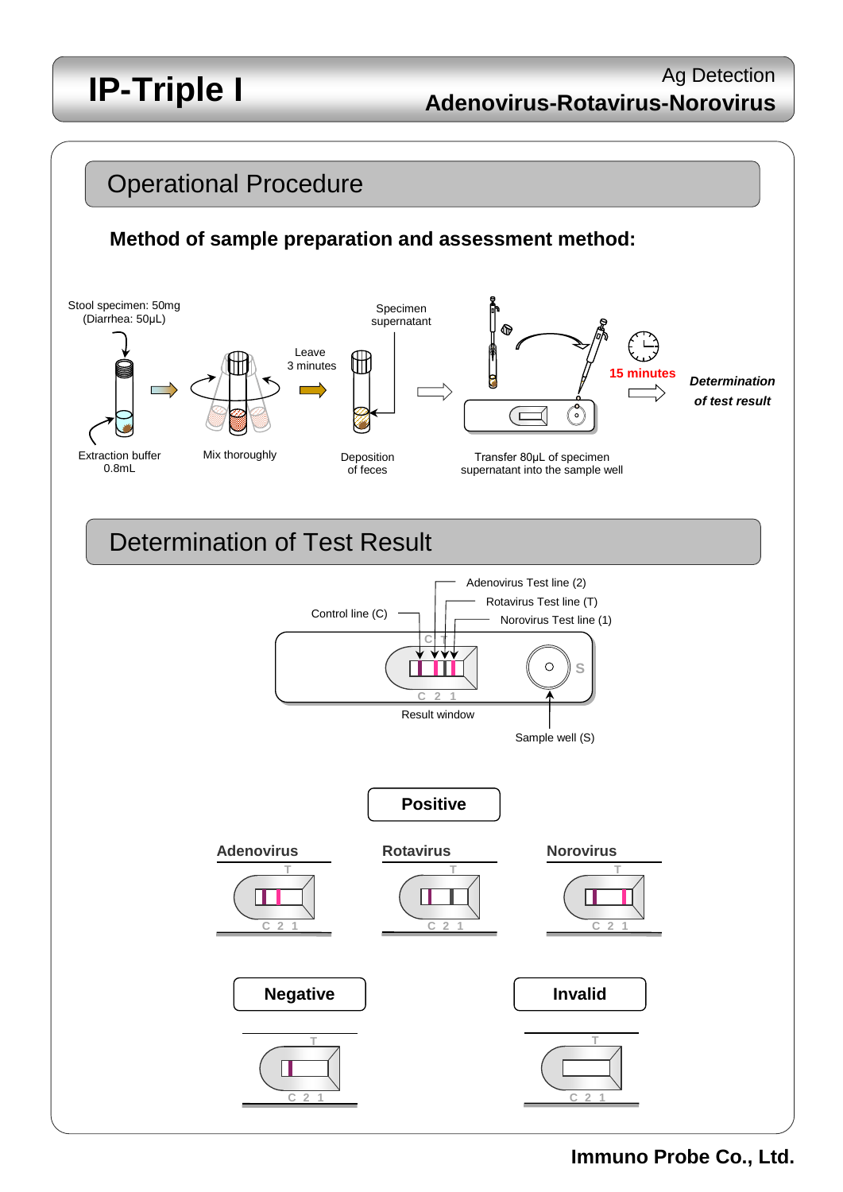# IP-Triple I

Ag Detection
**Adenovirus-Rotavirus-Norovirus**

## Operational Procedure

### Method of sample preparation and assessment method:

Stool specimen: 50mg (Diarrhea: 50μL)

Extraction buffer 0.8mL

Mix thoroughly

Leave 3 minutes

Specimen supernatant

Deposition of feces

Transfer 80μL of specimen supernatant into the sample well

**15 minutes**

***Determination of test result***

## Determination of Test Result

Adenovirus Test line (2)

Rotavirus Test line (T)

Norovirus Test line (1)

Control line (C)

Result window

Sample well (S)

**Positive**

**Adenovirus**

**Rotavirus**

**Norovirus**

**Negative**

**Invalid**

**Immuno Probe Co., Ltd.**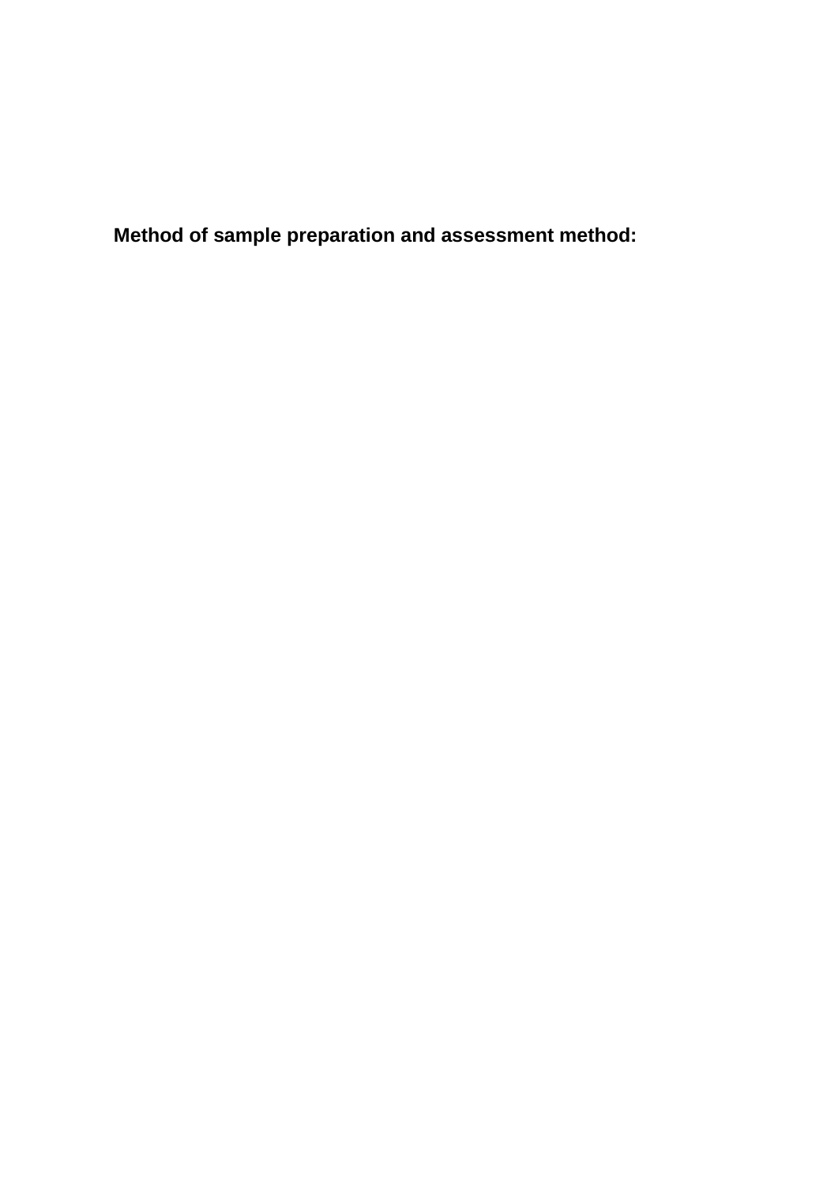**Method of sample preparation and assessment method:**